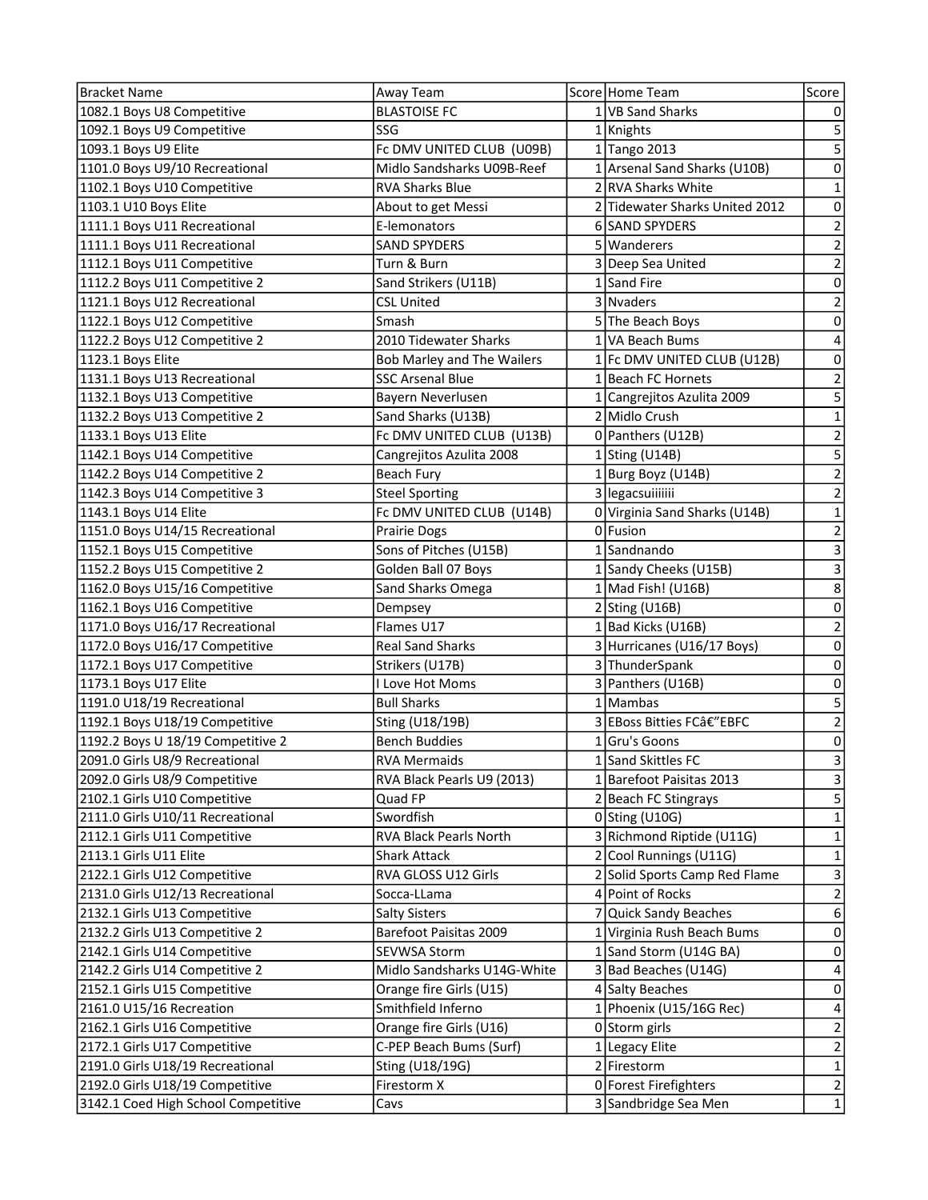| Bracket Name | Away Team | Score | Home Team | Score |
|---|---|---|---|---|
| 1082.1 Boys U8 Competitive | BLASTOISE FC | 1 | VB Sand Sharks | 0 |
| 1092.1 Boys U9 Competitive | SSG | 1 | Knights | 5 |
| 1093.1 Boys U9 Elite | Fc DMV UNITED CLUB (U09B) | 1 | Tango 2013 | 5 |
| 1101.0 Boys U9/10 Recreational | Midlo Sandsharks U09B-Reef | 1 | Arsenal Sand Sharks (U10B) | 0 |
| 1102.1 Boys U10 Competitive | RVA Sharks Blue | 2 | RVA Sharks White | 1 |
| 1103.1 U10 Boys Elite | About to get Messi | 2 | Tidewater Sharks United 2012 | 0 |
| 1111.1 Boys U11 Recreational | E-lemonators | 6 | SAND SPYDERS | 2 |
| 1111.1 Boys U11 Recreational | SAND SPYDERS | 5 | Wanderers | 2 |
| 1112.1 Boys U11 Competitive | Turn & Burn | 3 | Deep Sea United | 2 |
| 1112.2 Boys U11 Competitive 2 | Sand Strikers (U11B) | 1 | Sand Fire | 0 |
| 1121.1 Boys U12 Recreational | CSL United | 3 | Nvaders | 2 |
| 1122.1 Boys U12 Competitive | Smash | 5 | The Beach Boys | 0 |
| 1122.2 Boys U12 Competitive 2 | 2010 Tidewater Sharks | 1 | VA Beach Bums | 4 |
| 1123.1 Boys Elite | Bob Marley and The Wailers | 1 | Fc DMV UNITED CLUB (U12B) | 0 |
| 1131.1 Boys U13 Recreational | SSC Arsenal Blue | 1 | Beach FC Hornets | 2 |
| 1132.1 Boys U13 Competitive | Bayern Neverlusen | 1 | Cangrejitos Azulita 2009 | 5 |
| 1132.2 Boys U13 Competitive 2 | Sand Sharks (U13B) | 2 | Midlo Crush | 1 |
| 1133.1 Boys U13 Elite | Fc DMV UNITED CLUB (U13B) | 0 | Panthers (U12B) | 2 |
| 1142.1 Boys U14 Competitive | Cangrejitos Azulita 2008 | 1 | Sting (U14B) | 5 |
| 1142.2 Boys U14 Competitive 2 | Beach Fury | 1 | Burg Boyz (U14B) | 2 |
| 1142.3 Boys U14 Competitive 3 | Steel Sporting | 3 | legacsuiiiiiii | 2 |
| 1143.1 Boys U14 Elite | Fc DMV UNITED CLUB (U14B) | 0 | Virginia Sand Sharks (U14B) | 1 |
| 1151.0 Boys U14/15 Recreational | Prairie Dogs | 0 | Fusion | 2 |
| 1152.1 Boys U15 Competitive | Sons of Pitches (U15B) | 1 | Sandnando | 3 |
| 1152.2 Boys U15 Competitive 2 | Golden Ball 07 Boys | 1 | Sandy Cheeks (U15B) | 3 |
| 1162.0 Boys U15/16 Competitive | Sand Sharks Omega | 1 | Mad Fish! (U16B) | 8 |
| 1162.1 Boys U16 Competitive | Dempsey | 2 | Sting (U16B) | 0 |
| 1171.0 Boys U16/17 Recreational | Flames U17 | 1 | Bad Kicks (U16B) | 2 |
| 1172.0 Boys U16/17 Competitive | Real Sand Sharks | 3 | Hurricanes (U16/17 Boys) | 0 |
| 1172.1 Boys U17 Competitive | Strikers (U17B) | 3 | ThunderSpank | 0 |
| 1173.1 Boys U17 Elite | I Love Hot Moms | 3 | Panthers (U16B) | 0 |
| 1191.0 U18/19 Recreational | Bull Sharks | 1 | Mambas | 5 |
| 1192.1 Boys U18/19 Competitive | Sting (U18/19B) | 3 | EBoss Bitties FCâ€"EBFC | 2 |
| 1192.2 Boys U 18/19 Competitive 2 | Bench Buddies | 1 | Gru's Goons | 0 |
| 2091.0 Girls U8/9 Recreational | RVA Mermaids | 1 | Sand Skittles FC | 3 |
| 2092.0 Girls U8/9 Competitive | RVA Black Pearls U9 (2013) | 1 | Barefoot Paisitas 2013 | 3 |
| 2102.1 Girls U10 Competitive | Quad FP | 2 | Beach FC Stingrays | 5 |
| 2111.0 Girls U10/11 Recreational | Swordfish | 0 | Sting (U10G) | 1 |
| 2112.1 Girls U11 Competitive | RVA Black Pearls North | 3 | Richmond Riptide (U11G) | 1 |
| 2113.1 Girls U11 Elite | Shark Attack | 2 | Cool Runnings (U11G) | 1 |
| 2122.1 Girls U12 Competitive | RVA GLOSS U12 Girls | 2 | Solid Sports Camp Red Flame | 3 |
| 2131.0 Girls U12/13 Recreational | Socca-LLama | 4 | Point of Rocks | 2 |
| 2132.1 Girls U13 Competitive | Salty Sisters | 7 | Quick Sandy Beaches | 6 |
| 2132.2 Girls U13 Competitive 2 | Barefoot Paisitas 2009 | 1 | Virginia Rush Beach Bums | 0 |
| 2142.1 Girls U14 Competitive | SEVWSA Storm | 1 | Sand Storm (U14G BA) | 0 |
| 2142.2 Girls U14 Competitive 2 | Midlo Sandsharks U14G-White | 3 | Bad Beaches (U14G) | 4 |
| 2152.1 Girls U15 Competitive | Orange fire Girls (U15) | 4 | Salty Beaches | 0 |
| 2161.0 U15/16 Recreation | Smithfield Inferno | 1 | Phoenix (U15/16G Rec) | 4 |
| 2162.1 Girls U16 Competitive | Orange fire Girls (U16) | 0 | Storm girls | 2 |
| 2172.1 Girls U17 Competitive | C-PEP Beach Bums (Surf) | 1 | Legacy Elite | 2 |
| 2191.0 Girls U18/19 Recreational | Sting (U18/19G) | 2 | Firestorm | 1 |
| 2192.0 Girls U18/19 Competitive | Firestorm X | 0 | Forest Firefighters | 2 |
| 3142.1 Coed High School Competitive | Cavs | 3 | Sandbridge Sea Men | 1 |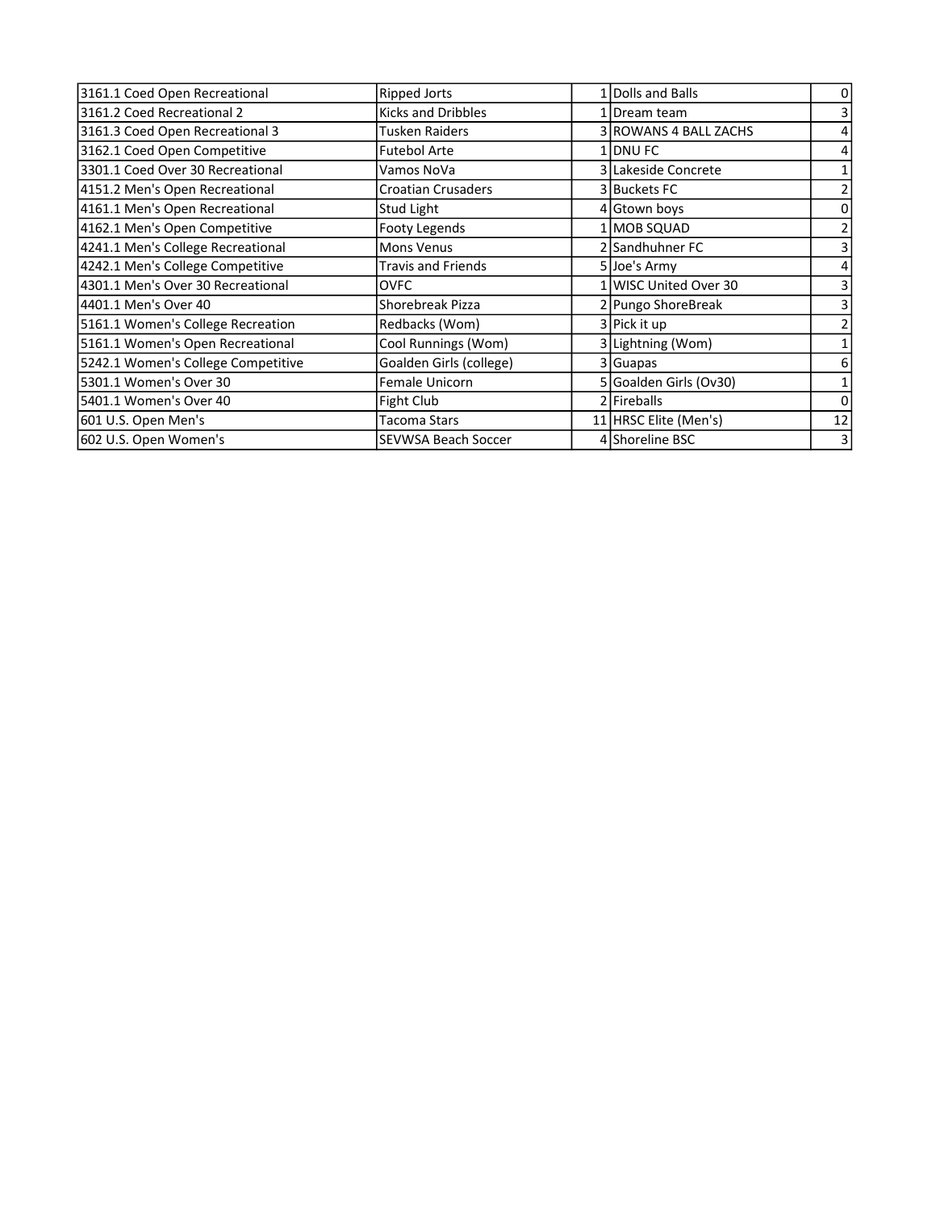| | | | | |
|---|---|---|---|---|
| 3161.1 Coed Open Recreational | Ripped Jorts | 1 | Dolls and Balls | 0 |
| 3161.2 Coed Recreational 2 | Kicks and Dribbles | 1 | Dream team | 3 |
| 3161.3 Coed Open Recreational 3 | Tusken Raiders | 3 | ROWANS 4 BALL ZACHS | 4 |
| 3162.1 Coed Open Competitive | Futebol Arte | 1 | DNU FC | 4 |
| 3301.1 Coed Over 30 Recreational | Vamos NoVa | 3 | Lakeside Concrete | 1 |
| 4151.2 Men's Open Recreational | Croatian Crusaders | 3 | Buckets FC | 2 |
| 4161.1 Men's Open Recreational | Stud Light | 4 | Gtown boys | 0 |
| 4162.1 Men's Open Competitive | Footy Legends | 1 | MOB SQUAD | 2 |
| 4241.1 Men's College Recreational | Mons Venus | 2 | Sandhuhner FC | 3 |
| 4242.1 Men's College Competitive | Travis and Friends | 5 | Joe's Army | 4 |
| 4301.1 Men's Over 30 Recreational | OVFC | 1 | WISC United Over 30 | 3 |
| 4401.1 Men's Over 40 | Shorebreak Pizza | 2 | Pungo ShoreBreak | 3 |
| 5161.1 Women's College Recreation | Redbacks (Wom) | 3 | Pick it up | 2 |
| 5161.1 Women's Open Recreational | Cool Runnings (Wom) | 3 | Lightning (Wom) | 1 |
| 5242.1 Women's College Competitive | Goalden Girls (college) | 3 | Guapas | 6 |
| 5301.1 Women's Over 30 | Female Unicorn | 5 | Goalden Girls (Ov30) | 1 |
| 5401.1 Women's Over 40 | Fight Club | 2 | Fireballs | 0 |
| 601 U.S. Open Men's | Tacoma Stars | 11 | HRSC Elite (Men's) | 12 |
| 602 U.S. Open Women's | SEVWSA Beach Soccer | 4 | Shoreline BSC | 3 |